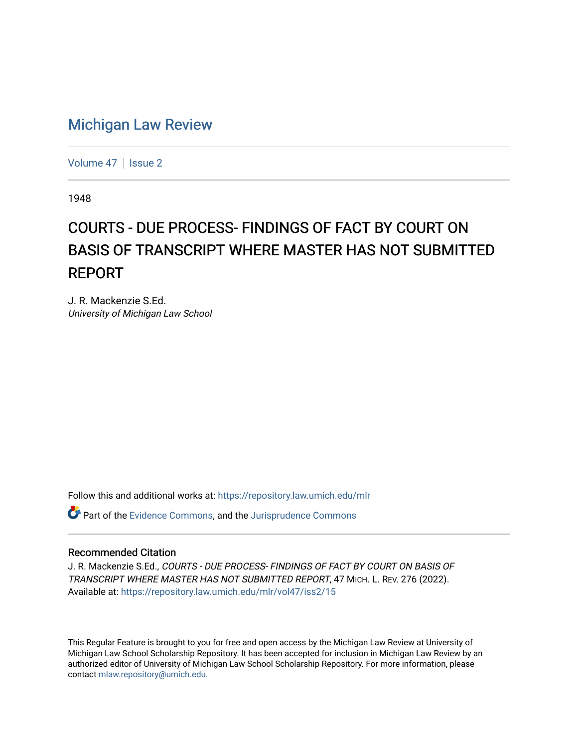# Michigan Law Review

Volume 47 | Issue 2

1948

## COURTS - DUE PROCESS- FINDINGS OF FACT BY COURT ON BASIS OF TRANSCRIPT WHERE MASTER HAS NOT SUBMITTED REPORT

J. R. Mackenzie S.Ed.
*University of Michigan Law School*

Follow this and additional works at: https://repository.law.umich.edu/mlr

Part of the Evidence Commons, and the Jurisprudence Commons

### Recommended Citation

J. R. Mackenzie S.Ed., *COURTS - DUE PROCESS- FINDINGS OF FACT BY COURT ON BASIS OF TRANSCRIPT WHERE MASTER HAS NOT SUBMITTED REPORT*, 47 MICH. L. REV. 276 (2022).
Available at: https://repository.law.umich.edu/mlr/vol47/iss2/15

This Regular Feature is brought to you for free and open access by the Michigan Law Review at University of Michigan Law School Scholarship Repository. It has been accepted for inclusion in Michigan Law Review by an authorized editor of University of Michigan Law School Scholarship Repository. For more information, please contact mlaw.repository@umich.edu.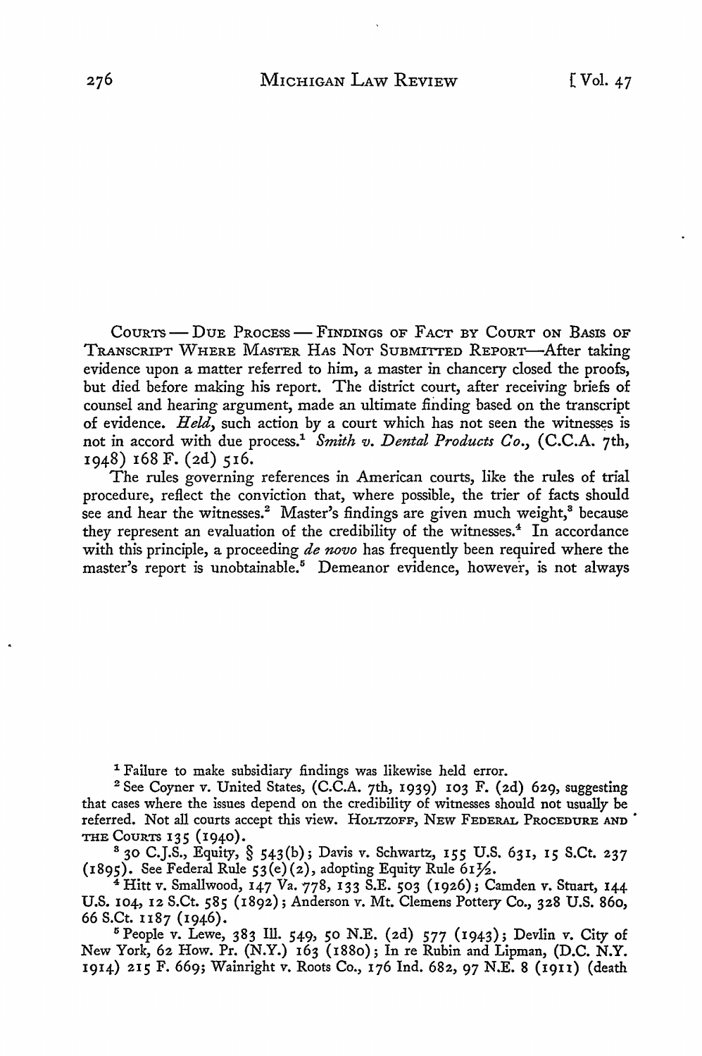COURTS — DUE PROCESS — FINDINGS OF FACT BY COURT ON BASIS OF TRANSCRIPT WHERE MASTER HAS NOT SUBMITTED REPORT—After taking evidence upon a matter referred to him, a master in chancery closed the proofs, but died before making his report. The district court, after receiving briefs of counsel and hearing argument, made an ultimate finding based on the transcript of evidence. *Held*, such action by a court which has not seen the witnesses is not in accord with due process.[1] *Smith v. Dental Products Co.*, (C.C.A. 7th, 1948) 168 F. (2d) 516.

The rules governing references in American courts, like the rules of trial procedure, reflect the conviction that, where possible, the trier of facts should see and hear the witnesses.[2] Master's findings are given much weight,[3] because they represent an evaluation of the credibility of the witnesses.[4] In accordance with this principle, a proceeding *de novo* has frequently been required where the master's report is unobtainable.[5] Demeanor evidence, however, is not always

---

[1] Failure to make subsidiary findings was likewise held error.

[2] See Coyner v. United States, (C.C.A. 7th, 1939) 103 F. (2d) 629, suggesting that cases where the issues depend on the credibility of witnesses should not usually be referred. Not all courts accept this view. HOLTZOFF, NEW FEDERAL PROCEDURE AND THE COURTS 135 (1940).

[3] 30 C.J.S., Equity, § 543(b); Davis v. Schwartz, 155 U.S. 631, 15 S.Ct. 237 (1895). See Federal Rule 53(e)(2), adopting Equity Rule 61½.

[4] Hitt v. Smallwood, 147 Va. 778, 133 S.E. 503 (1926); Camden v. Stuart, 144 U.S. 104, 12 S.Ct. 585 (1892); Anderson v. Mt. Clemens Pottery Co., 328 U.S. 860, 66 S.Ct. 1187 (1946).

[5] People v. Lewe, 383 Ill. 549, 50 N.E. (2d) 577 (1943); Devlin v. City of New York, 62 How. Pr. (N.Y.) 163 (1880); In re Rubin and Lipman, (D.C. N.Y. 1914) 215 F. 669; Wainright v. Roots Co., 176 Ind. 682, 97 N.E. 8 (1911) (death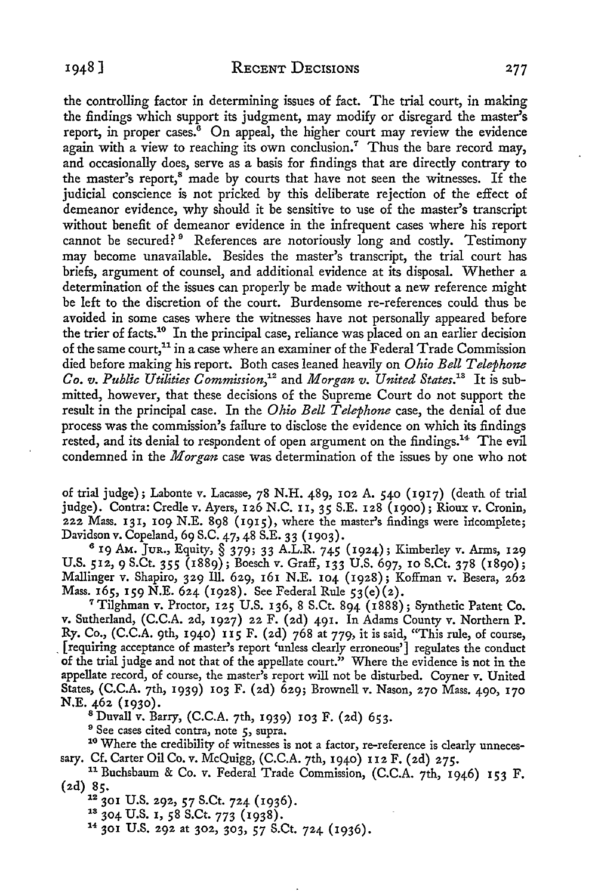the controlling factor in determining issues of fact. The trial court, in making the findings which support its judgment, may modify or disregard the master's report, in proper cases.[6] On appeal, the higher court may review the evidence again with a view to reaching its own conclusion.[7] Thus the bare record may, and occasionally does, serve as a basis for findings that are directly contrary to the master's report,[8] made by courts that have not seen the witnesses. If the judicial conscience is not pricked by this deliberate rejection of the effect of demeanor evidence, why should it be sensitive to use of the master's transcript without benefit of demeanor evidence in the infrequent cases where his report cannot be secured?[9] References are notoriously long and costly. Testimony may become unavailable. Besides the master's transcript, the trial court has briefs, argument of counsel, and additional evidence at its disposal. Whether a determination of the issues can properly be made without a new reference might be left to the discretion of the court. Burdensome re-references could thus be avoided in some cases where the witnesses have not personally appeared before the trier of facts.[10] In the principal case, reliance was placed on an earlier decision of the same court,[11] in a case where an examiner of the Federal Trade Commission died before making his report. Both cases leaned heavily on *Ohio Bell Telephone Co. v. Public Utilities Commission*,[12] and *Morgan v. United States*.[13] It is submitted, however, that these decisions of the Supreme Court do not support the result in the principal case. In the *Ohio Bell Telephone* case, the denial of due process was the commission's failure to disclose the evidence on which its findings rested, and its denial to respondent of open argument on the findings.[14] The evil condemned in the *Morgan* case was determination of the issues by one who not

of trial judge); Labonte v. Lacasse, 78 N.H. 489, 102 A. 540 (1917) (death of trial judge). Contra: Credle v. Ayers, 126 N.C. 11, 35 S.E. 128 (1900); Rioux v. Cronin, 222 Mass. 131, 109 N.E. 898 (1915), where the master's findings were incomplete; Davidson v. Copeland, 69 S.C. 47, 48 S.E. 33 (1903).

[6] 19 Am. Jur., Equity, § 379; 33 A.L.R. 745 (1924); Kimberley v. Arms, 129 U.S. 512, 9 S.Ct. 355 (1889); Boesch v. Graff, 133 U.S. 697, 10 S.Ct. 378 (1890); Mallinger v. Shapiro, 329 Ill. 629, 161 N.E. 104 (1928); Koffman v. Besera, 262 Mass. 165, 159 N.E. 624 (1928). See Federal Rule 53(e)(2).

[7] Tilghman v. Proctor, 125 U.S. 136, 8 S.Ct. 894 (1888); Synthetic Patent Co. v. Sutherland, (C.C.A. 2d, 1927) 22 F. (2d) 491. In Adams County v. Northern P. Ry. Co., (C.C.A. 9th, 1940) 115 F. (2d) 768 at 779, it is said, "This rule, of course, [requiring acceptance of master's report 'unless clearly erroneous'] regulates the conduct of the trial judge and not that of the appellate court." Where the evidence is not in the appellate record, of course, the master's report will not be disturbed. Coyner v. United States, (C.C.A. 7th, 1939) 103 F. (2d) 629; Brownell v. Nason, 270 Mass. 490, 170 N.E. 462 (1930).

[8] Duvall v. Barry, (C.C.A. 7th, 1939) 103 F. (2d) 653.

[9] See cases cited contra, note 5, supra.

[10] Where the credibility of witnesses is not a factor, re-reference is clearly unnecessary. Cf. Carter Oil Co. v. McQuigg, (C.C.A. 7th, 1940) 112 F. (2d) 275.

[11] Buchsbaum & Co. v. Federal Trade Commission, (C.C.A. 7th, 1946) 153 F. (2d) 85.

[12] 301 U.S. 292, 57 S.Ct. 724 (1936).

[13] 304 U.S. 1, 58 S.Ct. 773 (1938).

[14] 301 U.S. 292 at 302, 303, 57 S.Ct. 724 (1936).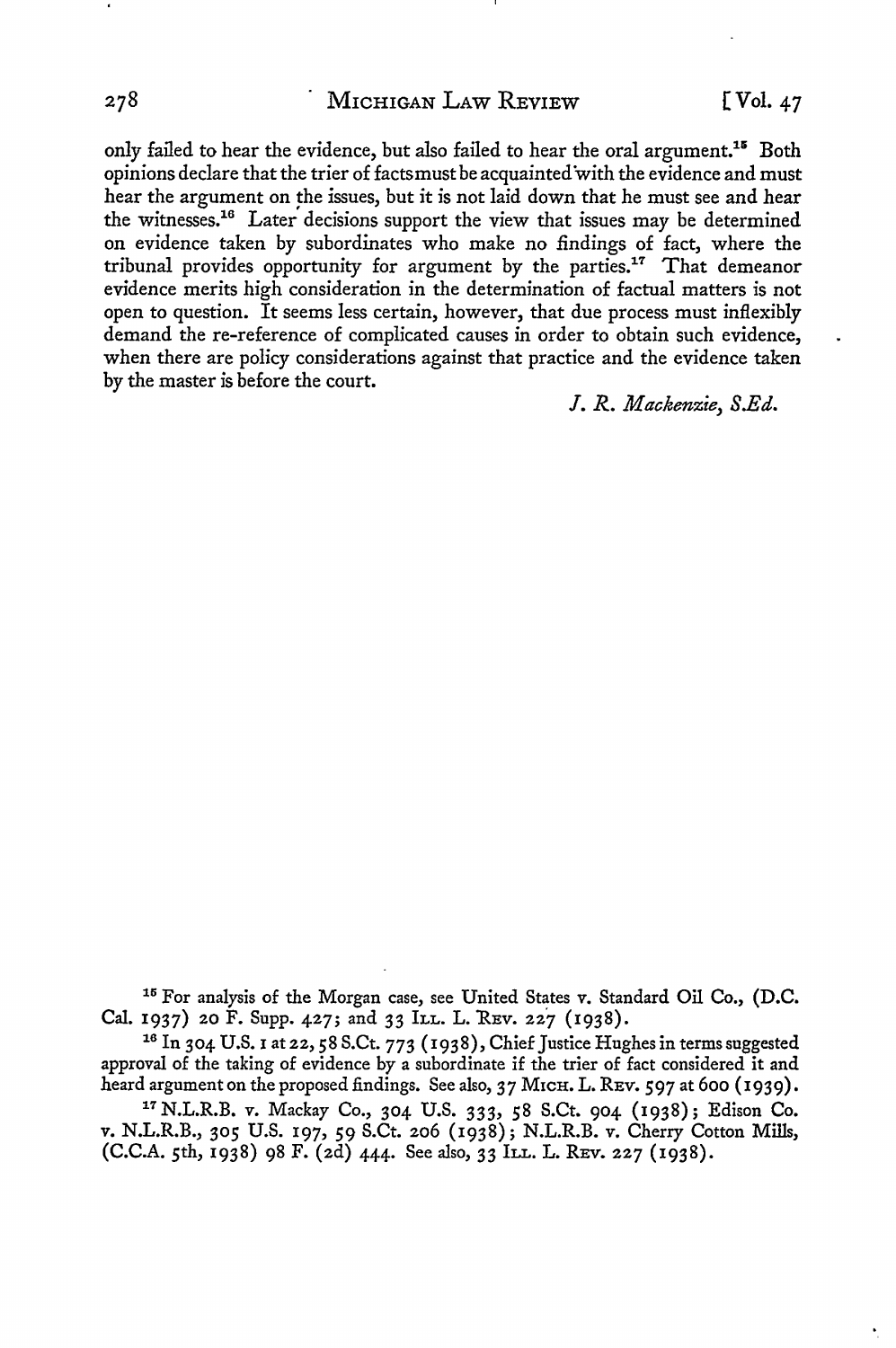only failed to hear the evidence, but also failed to hear the oral argument.[15] Both opinions declare that the trier of facts must be acquainted with the evidence and must hear the argument on the issues, but it is not laid down that he must see and hear the witnesses.[16] Later decisions support the view that issues may be determined on evidence taken by subordinates who make no findings of fact, where the tribunal provides opportunity for argument by the parties.[17] That demeanor evidence merits high consideration in the determination of factual matters is not open to question. It seems less certain, however, that due process must inflexibly demand the re-reference of complicated causes in order to obtain such evidence, when there are policy considerations against that practice and the evidence taken by the master is before the court.

*J. R. Mackenzie, S.Ed.*

---

[15] For analysis of the Morgan case, see United States v. Standard Oil Co., (D.C. Cal. 1937) 20 F. Supp. 427; and 33 Ill. L. Rev. 227 (1938).

[16] In 304 U.S. 1 at 22, 58 S.Ct. 773 (1938), Chief Justice Hughes in terms suggested approval of the taking of evidence by a subordinate if the trier of fact considered it and heard argument on the proposed findings. See also, 37 Mich. L. Rev. 597 at 600 (1939).

[17] N.L.R.B. v. Mackay Co., 304 U.S. 333, 58 S.Ct. 904 (1938); Edison Co. v. N.L.R.B., 305 U.S. 197, 59 S.Ct. 206 (1938); N.L.R.B. v. Cherry Cotton Mills, (C.C.A. 5th, 1938) 98 F. (2d) 444. See also, 33 Ill. L. Rev. 227 (1938).